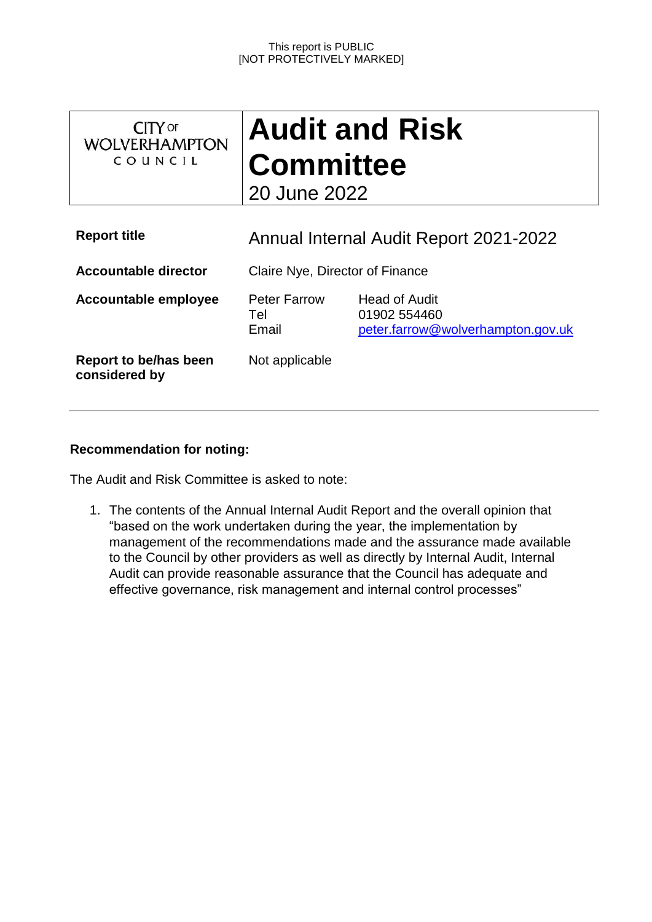This report is PUBLIC
[NOT PROTECTIVELY MARKED]

| CITY OF WOLVERHAMPTON COUNCIL | **Audit and Risk Committee** 20 June 2022 |
|---|---|

| | | |
|---|---|---|
| **Report title** | Annual Internal Audit Report 2021-2022 | |
| **Accountable director** | Claire Nye, Director of Finance | |
| **Accountable employee** | Peter Farrow<br>Tel<br>Email | Head of Audit<br>01902 554460<br>peter.farrow@wolverhampton.gov.uk |
| **Report to be/has been considered by** | Not applicable | |

**Recommendation for noting:**

The Audit and Risk Committee is asked to note:

1. The contents of the Annual Internal Audit Report and the overall opinion that "based on the work undertaken during the year, the implementation by management of the recommendations made and the assurance made available to the Council by other providers as well as directly by Internal Audit, Internal Audit can provide reasonable assurance that the Council has adequate and effective governance, risk management and internal control processes"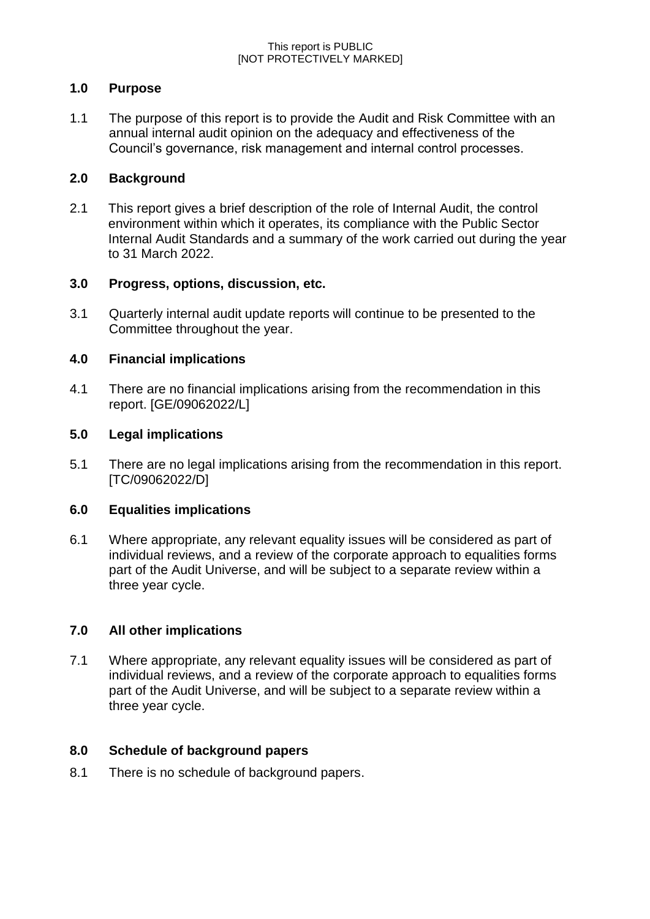## 1.0 Purpose

1.1 The purpose of this report is to provide the Audit and Risk Committee with an annual internal audit opinion on the adequacy and effectiveness of the Council's governance, risk management and internal control processes.

## 2.0 Background

2.1 This report gives a brief description of the role of Internal Audit, the control environment within which it operates, its compliance with the Public Sector Internal Audit Standards and a summary of the work carried out during the year to 31 March 2022.

## 3.0 Progress, options, discussion, etc.

3.1 Quarterly internal audit update reports will continue to be presented to the Committee throughout the year.

## 4.0 Financial implications

4.1 There are no financial implications arising from the recommendation in this report. [GE/09062022/L]

## 5.0 Legal implications

5.1 There are no legal implications arising from the recommendation in this report. [TC/09062022/D]

## 6.0 Equalities implications

6.1 Where appropriate, any relevant equality issues will be considered as part of individual reviews, and a review of the corporate approach to equalities forms part of the Audit Universe, and will be subject to a separate review within a three year cycle.

## 7.0 All other implications

7.1 Where appropriate, any relevant equality issues will be considered as part of individual reviews, and a review of the corporate approach to equalities forms part of the Audit Universe, and will be subject to a separate review within a three year cycle.

## 8.0 Schedule of background papers

8.1 There is no schedule of background papers.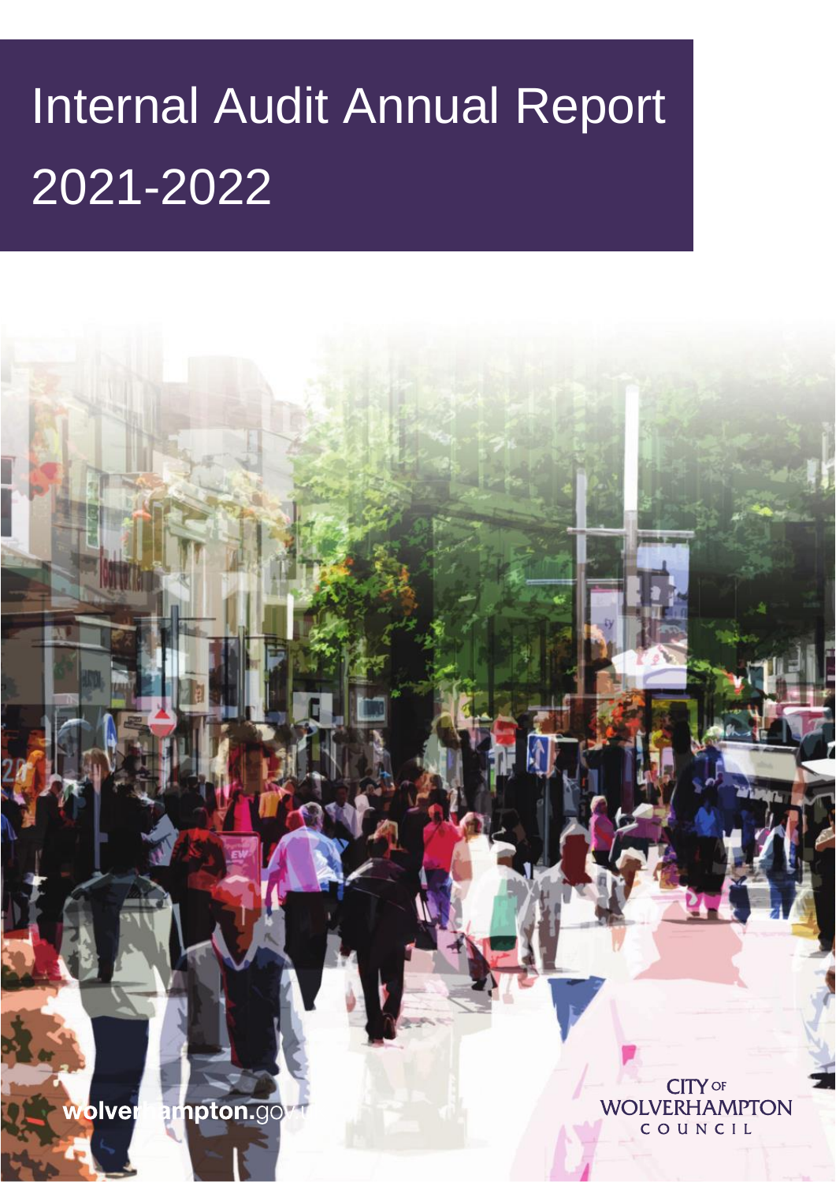# Internal Audit Annual Report 2021-2022

wolverhampton.gov.uk

CITY OF WOLVERHAMPTON COUNCIL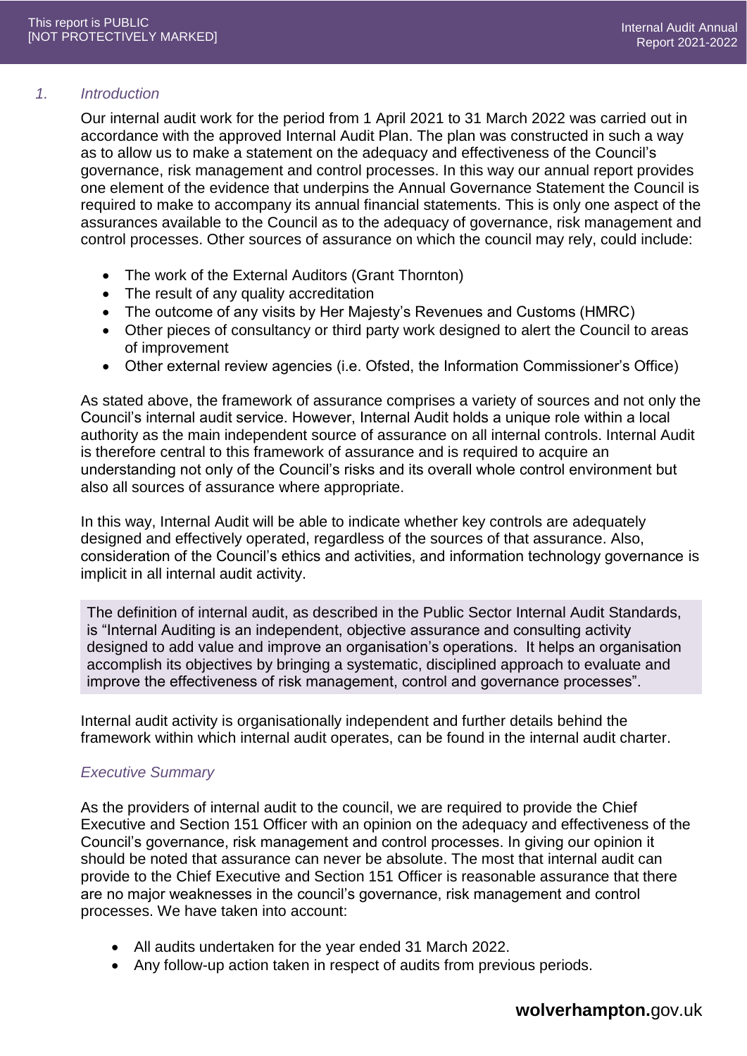## 1. Introduction

Our internal audit work for the period from 1 April 2021 to 31 March 2022 was carried out in accordance with the approved Internal Audit Plan. The plan was constructed in such a way as to allow us to make a statement on the adequacy and effectiveness of the Council's governance, risk management and control processes. In this way our annual report provides one element of the evidence that underpins the Annual Governance Statement the Council is required to make to accompany its annual financial statements. This is only one aspect of the assurances available to the Council as to the adequacy of governance, risk management and control processes. Other sources of assurance on which the council may rely, could include:

- The work of the External Auditors (Grant Thornton)
- The result of any quality accreditation
- The outcome of any visits by Her Majesty's Revenues and Customs (HMRC)
- Other pieces of consultancy or third party work designed to alert the Council to areas of improvement
- Other external review agencies (i.e. Ofsted, the Information Commissioner's Office)

As stated above, the framework of assurance comprises a variety of sources and not only the Council's internal audit service. However, Internal Audit holds a unique role within a local authority as the main independent source of assurance on all internal controls. Internal Audit is therefore central to this framework of assurance and is required to acquire an understanding not only of the Council's risks and its overall whole control environment but also all sources of assurance where appropriate.

In this way, Internal Audit will be able to indicate whether key controls are adequately designed and effectively operated, regardless of the sources of that assurance. Also, consideration of the Council's ethics and activities, and information technology governance is implicit in all internal audit activity.

> The definition of internal audit, as described in the Public Sector Internal Audit Standards, is "Internal Auditing is an independent, objective assurance and consulting activity designed to add value and improve an organisation's operations. It helps an organisation accomplish its objectives by bringing a systematic, disciplined approach to evaluate and improve the effectiveness of risk management, control and governance processes".

Internal audit activity is organisationally independent and further details behind the framework within which internal audit operates, can be found in the internal audit charter.

### *Executive Summary*

As the providers of internal audit to the council, we are required to provide the Chief Executive and Section 151 Officer with an opinion on the adequacy and effectiveness of the Council's governance, risk management and control processes. In giving our opinion it should be noted that assurance can never be absolute. The most that internal audit can provide to the Chief Executive and Section 151 Officer is reasonable assurance that there are no major weaknesses in the council's governance, risk management and control processes. We have taken into account:

- All audits undertaken for the year ended 31 March 2022.
- Any follow-up action taken in respect of audits from previous periods.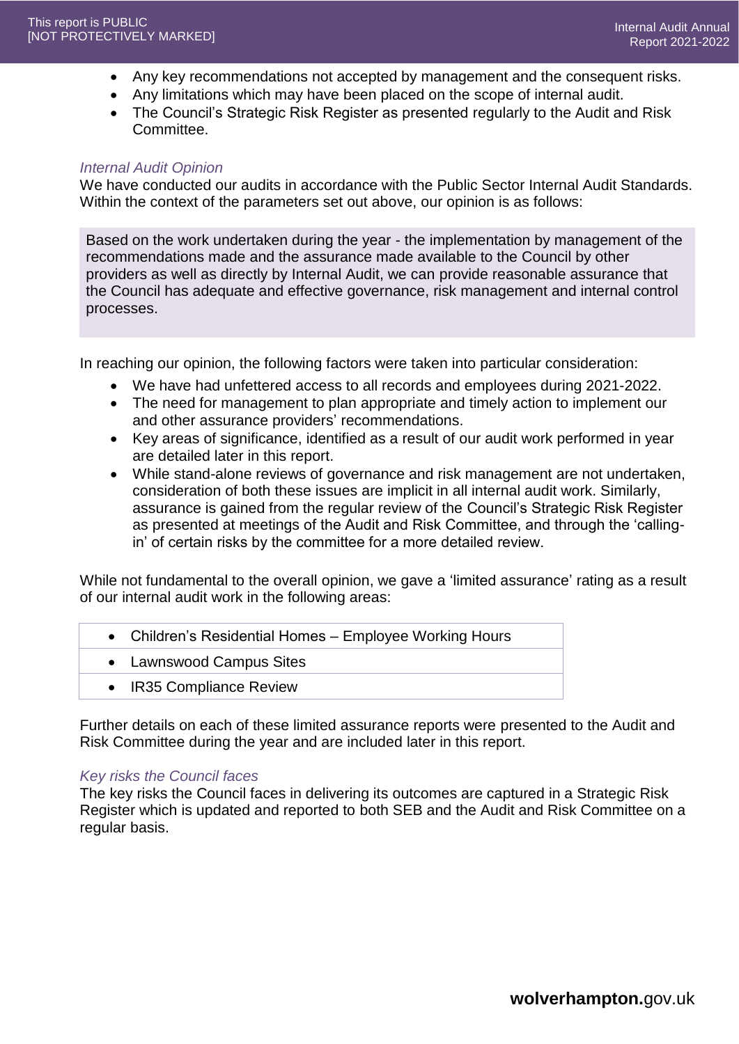- Any key recommendations not accepted by management and the consequent risks.
- Any limitations which may have been placed on the scope of internal audit.
- The Council's Strategic Risk Register as presented regularly to the Audit and Risk Committee.

*Internal Audit Opinion*

We have conducted our audits in accordance with the Public Sector Internal Audit Standards. Within the context of the parameters set out above, our opinion is as follows:

> Based on the work undertaken during the year - the implementation by management of the recommendations made and the assurance made available to the Council by other providers as well as directly by Internal Audit, we can provide reasonable assurance that the Council has adequate and effective governance, risk management and internal control processes.

In reaching our opinion, the following factors were taken into particular consideration:

- We have had unfettered access to all records and employees during 2021-2022.
- The need for management to plan appropriate and timely action to implement our and other assurance providers' recommendations.
- Key areas of significance, identified as a result of our audit work performed in year are detailed later in this report.
- While stand-alone reviews of governance and risk management are not undertaken, consideration of both these issues are implicit in all internal audit work. Similarly, assurance is gained from the regular review of the Council's Strategic Risk Register as presented at meetings of the Audit and Risk Committee, and through the 'calling-in' of certain risks by the committee for a more detailed review.

While not fundamental to the overall opinion, we gave a 'limited assurance' rating as a result of our internal audit work in the following areas:

- Children's Residential Homes – Employee Working Hours
- Lawnswood Campus Sites
- IR35 Compliance Review

Further details on each of these limited assurance reports were presented to the Audit and Risk Committee during the year and are included later in this report.

*Key risks the Council faces*

The key risks the Council faces in delivering its outcomes are captured in a Strategic Risk Register which is updated and reported to both SEB and the Audit and Risk Committee on a regular basis.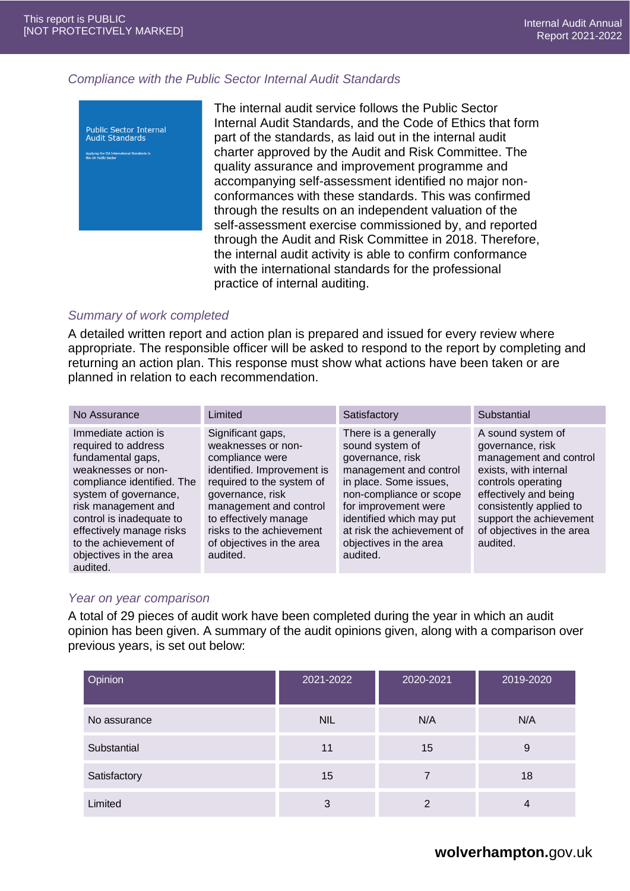### *Compliance with the Public Sector Internal Audit Standards*

The internal audit service follows the Public Sector Internal Audit Standards, and the Code of Ethics that form part of the standards, as laid out in the internal audit charter approved by the Audit and Risk Committee. The quality assurance and improvement programme and accompanying self-assessment identified no major non-conformances with these standards. This was confirmed through the results on an independent valuation of the self-assessment exercise commissioned by, and reported through the Audit and Risk Committee in 2018. Therefore, the internal audit activity is able to confirm conformance with the international standards for the professional practice of internal auditing.

### *Summary of work completed*

A detailed written report and action plan is prepared and issued for every review where appropriate. The responsible officer will be asked to respond to the report by completing and returning an action plan. This response must show what actions have been taken or are planned in relation to each recommendation.

| No Assurance | Limited | Satisfactory | Substantial |
|---|---|---|---|
| Immediate action is required to address fundamental gaps, weaknesses or non-compliance identified. The system of governance, risk management and control is inadequate to effectively manage risks to the achievement of objectives in the area audited. | Significant gaps, weaknesses or non-compliance were identified. Improvement is required to the system of governance, risk management and control to effectively manage risks to the achievement of objectives in the area audited. | There is a generally sound system of governance, risk management and control in place. Some issues, non-compliance or scope for improvement were identified which may put at risk the achievement of objectives in the area audited. | A sound system of governance, risk management and control exists, with internal controls operating effectively and being consistently applied to support the achievement of objectives in the area audited. |

### *Year on year comparison*

A total of 29 pieces of audit work have been completed during the year in which an audit opinion has been given. A summary of the audit opinions given, along with a comparison over previous years, is set out below:

| Opinion | 2021-2022 | 2020-2021 | 2019-2020 |
|---|---|---|---|
| No assurance | NIL | N/A | N/A |
| Substantial | 11 | 15 | 9 |
| Satisfactory | 15 | 7 | 18 |
| Limited | 3 | 2 | 4 |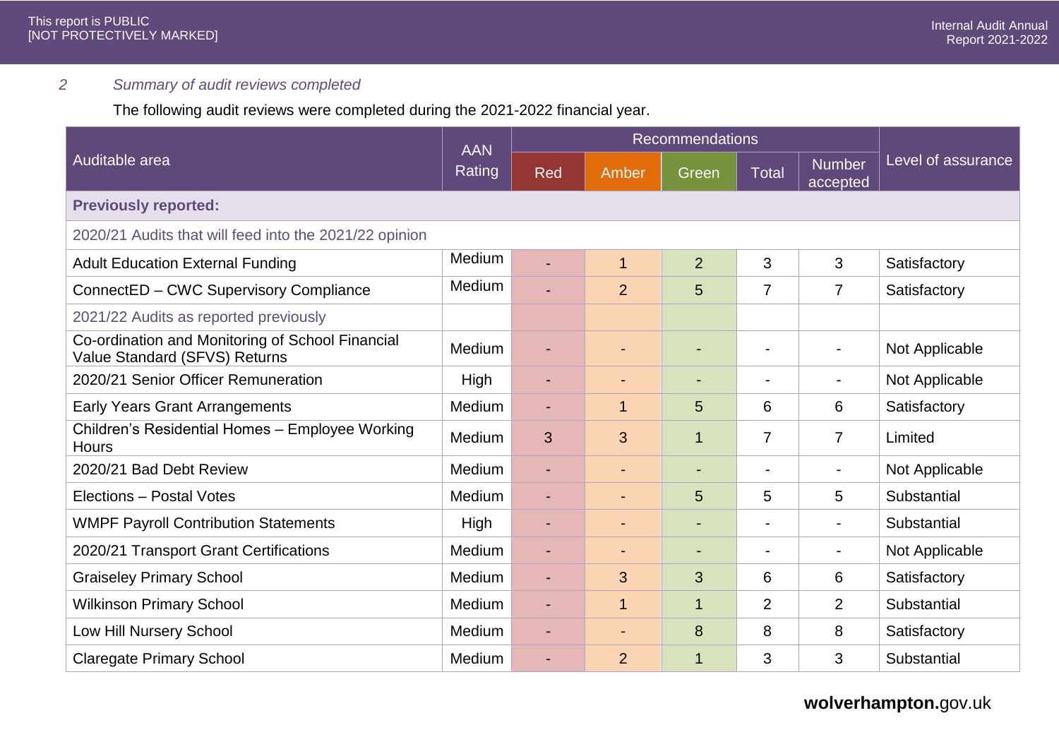## 2 *Summary of audit reviews completed*

The following audit reviews were completed during the 2021-2022 financial year.

| Auditable area | AAN Rating | Recommendations | | | | | Level of assurance |
|---|---|---|---|---|---|---|---|
| | | Red | Amber | Green | Total | Number accepted | |
| **Previously reported:** | | | | | | | |
| 2020/21 Audits that will feed into the 2021/22 opinion | | | | | | | |
| Adult Education External Funding | Medium | - | 1 | 2 | 3 | 3 | Satisfactory |
| ConnectED – CWC Supervisory Compliance | Medium | - | 2 | 5 | 7 | 7 | Satisfactory |
| 2021/22 Audits as reported previously | | | | | | | |
| Co-ordination and Monitoring of School Financial Value Standard (SFVS) Returns | Medium | - | - | - | - | - | Not Applicable |
| 2020/21 Senior Officer Remuneration | High | - | - | - | - | - | Not Applicable |
| Early Years Grant Arrangements | Medium | - | 1 | 5 | 6 | 6 | Satisfactory |
| Children's Residential Homes – Employee Working Hours | Medium | 3 | 3 | 1 | 7 | 7 | Limited |
| 2020/21 Bad Debt Review | Medium | - | - | - | - | - | Not Applicable |
| Elections – Postal Votes | Medium | - | - | 5 | 5 | 5 | Substantial |
| WMPF Payroll Contribution Statements | High | - | - | - | - | - | Substantial |
| 2020/21 Transport Grant Certifications | Medium | - | - | - | - | - | Not Applicable |
| Graiseley Primary School | Medium | - | 3 | 3 | 6 | 6 | Satisfactory |
| Wilkinson Primary School | Medium | - | 1 | 1 | 2 | 2 | Substantial |
| Low Hill Nursery School | Medium | - | - | 8 | 8 | 8 | Satisfactory |
| Claregate Primary School | Medium | - | 2 | 1 | 3 | 3 | Substantial |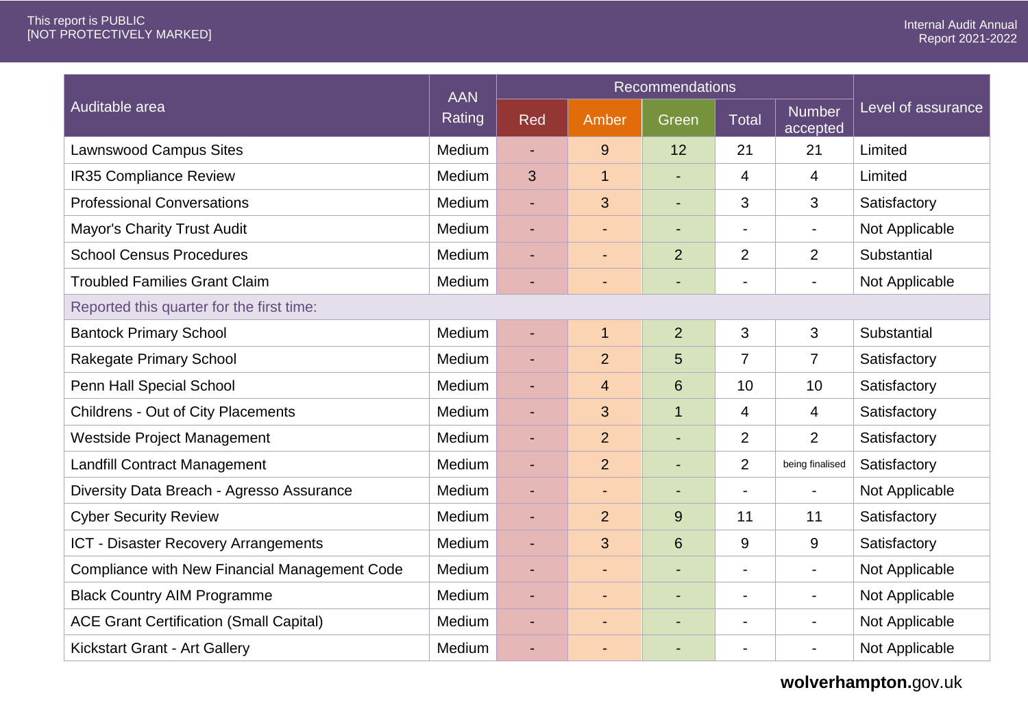| Auditable area | AAN Rating | Recommendations | | | | | Level of assurance |
|---|---|---|---|---|---|---|---|
| | | Red | Amber | Green | Total | Number accepted | |
| Lawnswood Campus Sites | Medium | - | 9 | 12 | 21 | 21 | Limited |
| IR35 Compliance Review | Medium | 3 | 1 | - | 4 | 4 | Limited |
| Professional Conversations | Medium | - | 3 | - | 3 | 3 | Satisfactory |
| Mayor's Charity Trust Audit | Medium | - | - | - | - | - | Not Applicable |
| School Census Procedures | Medium | - | - | 2 | 2 | 2 | Substantial |
| Troubled Families Grant Claim | Medium | - | - | - | - | - | Not Applicable |
| Reported this quarter for the first time: | | | | | | | |
| Bantock Primary School | Medium | - | 1 | 2 | 3 | 3 | Substantial |
| Rakegate Primary School | Medium | - | 2 | 5 | 7 | 7 | Satisfactory |
| Penn Hall Special School | Medium | - | 4 | 6 | 10 | 10 | Satisfactory |
| Childrens - Out of City Placements | Medium | - | 3 | 1 | 4 | 4 | Satisfactory |
| Westside Project Management | Medium | - | 2 | - | 2 | 2 | Satisfactory |
| Landfill Contract Management | Medium | - | 2 | - | 2 | being finalised | Satisfactory |
| Diversity Data Breach - Agresso Assurance | Medium | - | - | - | - | - | Not Applicable |
| Cyber Security Review | Medium | - | 2 | 9 | 11 | 11 | Satisfactory |
| ICT - Disaster Recovery Arrangements | Medium | - | 3 | 6 | 9 | 9 | Satisfactory |
| Compliance with New Financial Management Code | Medium | - | - | - | - | - | Not Applicable |
| Black Country AIM Programme | Medium | - | - | - | - | - | Not Applicable |
| ACE Grant Certification (Small Capital) | Medium | - | - | - | - | - | Not Applicable |
| Kickstart Grant - Art Gallery | Medium | - | - | - | - | - | Not Applicable |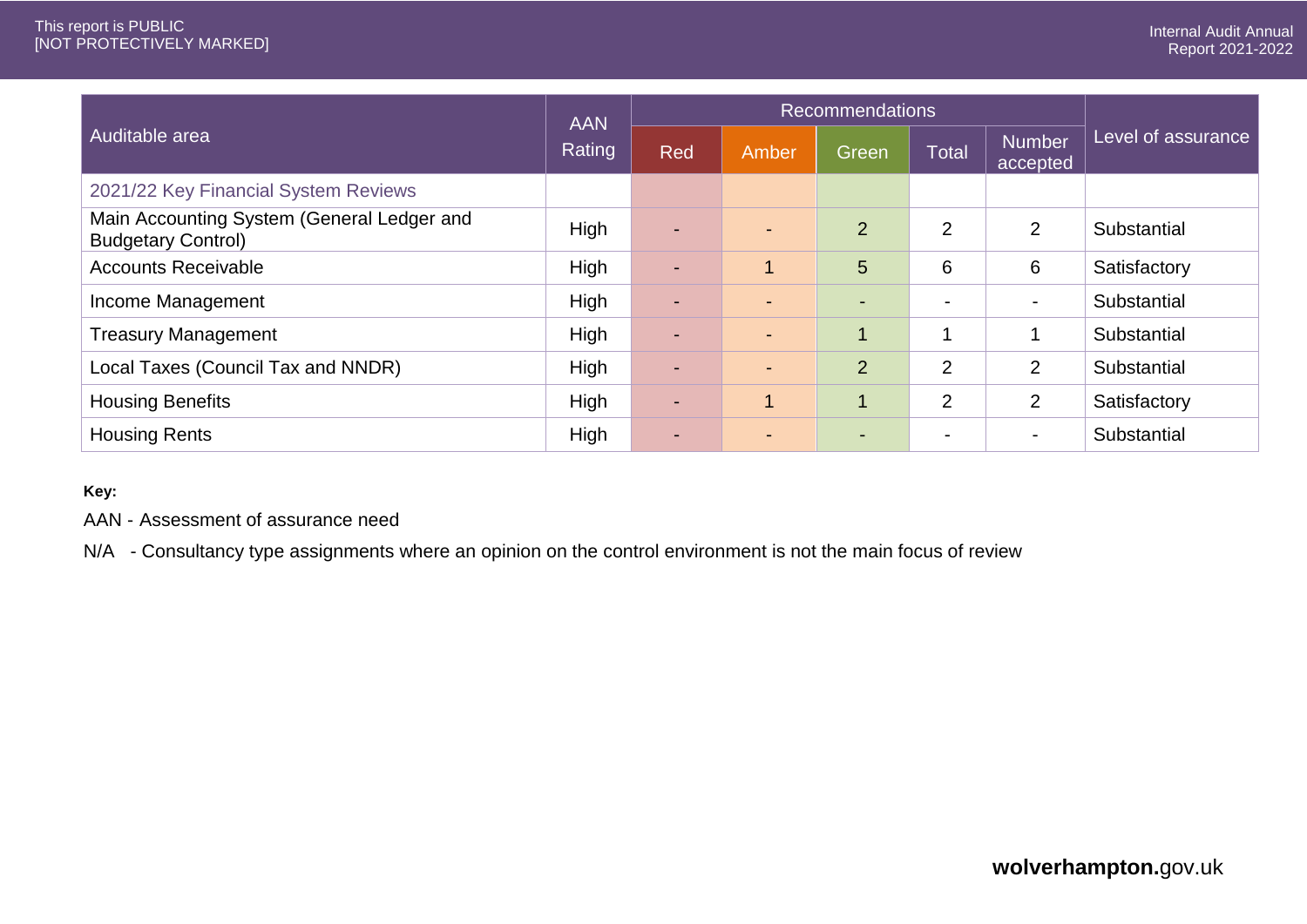| Auditable area | AAN Rating | Recommendations | | | | | Level of assurance |
|---|---|---|---|---|---|---|---|
| | | Red | Amber | Green | Total | Number accepted | |
| 2021/22 Key Financial System Reviews | | | | | | | |
| Main Accounting System (General Ledger and Budgetary Control) | High | - | - | 2 | 2 | 2 | Substantial |
| Accounts Receivable | High | - | 1 | 5 | 6 | 6 | Satisfactory |
| Income Management | High | - | - | - | - | - | Substantial |
| Treasury Management | High | - | - | 1 | 1 | 1 | Substantial |
| Local Taxes (Council Tax and NNDR) | High | - | - | 2 | 2 | 2 | Substantial |
| Housing Benefits | High | - | 1 | 1 | 2 | 2 | Satisfactory |
| Housing Rents | High | - | - | - | - | - | Substantial |

**Key:**

AAN - Assessment of assurance need

N/A - Consultancy type assignments where an opinion on the control environment is not the main focus of review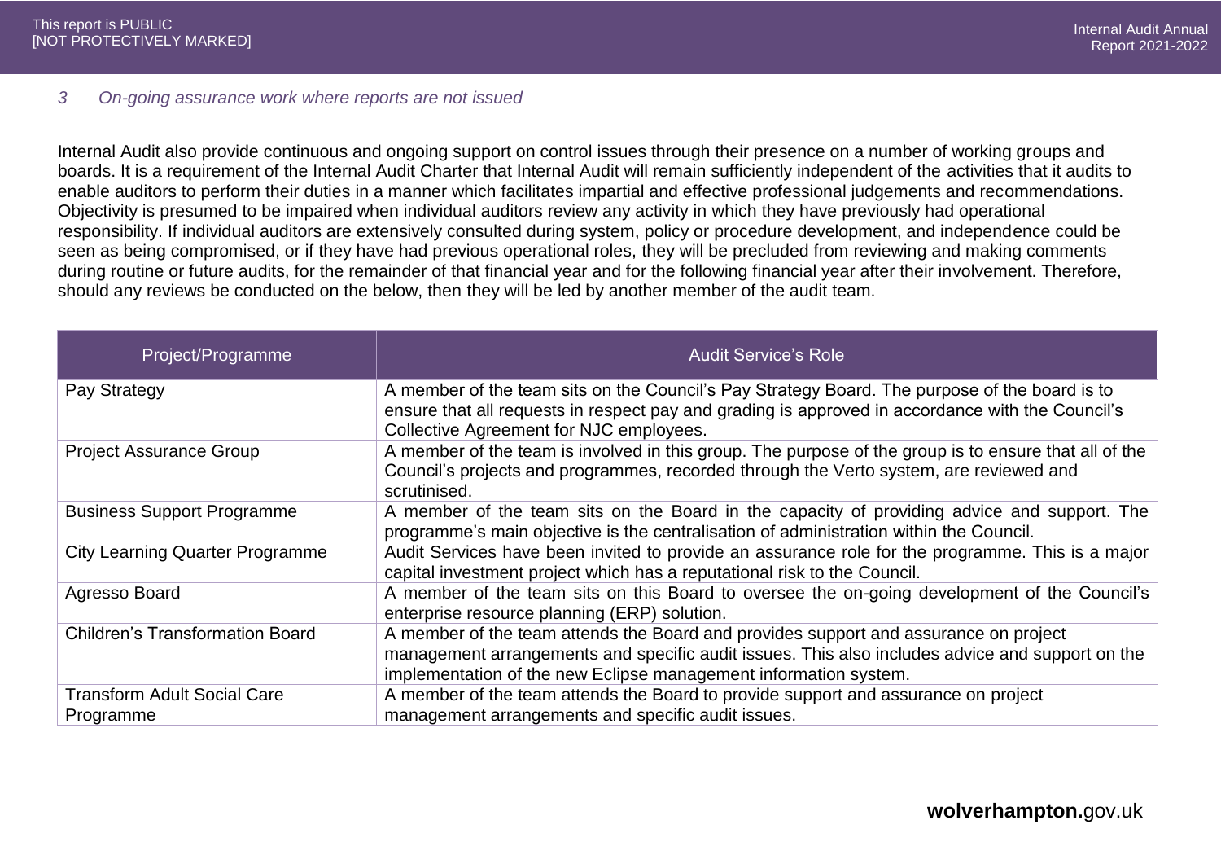### *3 On-going assurance work where reports are not issued*

Internal Audit also provide continuous and ongoing support on control issues through their presence on a number of working groups and boards. It is a requirement of the Internal Audit Charter that Internal Audit will remain sufficiently independent of the activities that it audits to enable auditors to perform their duties in a manner which facilitates impartial and effective professional judgements and recommendations. Objectivity is presumed to be impaired when individual auditors review any activity in which they have previously had operational responsibility. If individual auditors are extensively consulted during system, policy or procedure development, and independence could be seen as being compromised, or if they have had previous operational roles, they will be precluded from reviewing and making comments during routine or future audits, for the remainder of that financial year and for the following financial year after their involvement. Therefore, should any reviews be conducted on the below, then they will be led by another member of the audit team.

| Project/Programme | Audit Service's Role |
|---|---|
| Pay Strategy | A member of the team sits on the Council's Pay Strategy Board. The purpose of the board is to ensure that all requests in respect pay and grading is approved in accordance with the Council's Collective Agreement for NJC employees. |
| Project Assurance Group | A member of the team is involved in this group. The purpose of the group is to ensure that all of the Council's projects and programmes, recorded through the Verto system, are reviewed and scrutinised. |
| Business Support Programme | A member of the team sits on the Board in the capacity of providing advice and support. The programme's main objective is the centralisation of administration within the Council. |
| City Learning Quarter Programme | Audit Services have been invited to provide an assurance role for the programme. This is a major capital investment project which has a reputational risk to the Council. |
| Agresso Board | A member of the team sits on this Board to oversee the on-going development of the Council's enterprise resource planning (ERP) solution. |
| Children's Transformation Board | A member of the team attends the Board and provides support and assurance on project management arrangements and specific audit issues. This also includes advice and support on the implementation of the new Eclipse management information system. |
| Transform Adult Social Care Programme | A member of the team attends the Board to provide support and assurance on project management arrangements and specific audit issues. |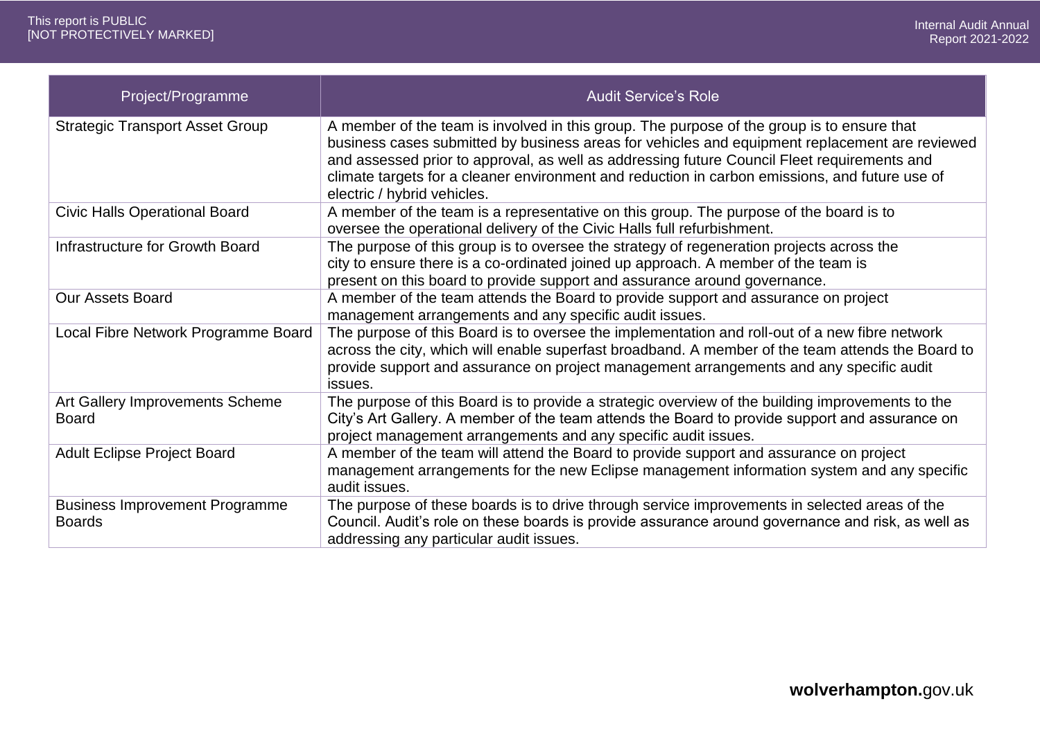| Project/Programme | Audit Service's Role |
|---|---|
| Strategic Transport Asset Group | A member of the team is involved in this group. The purpose of the group is to ensure that business cases submitted by business areas for vehicles and equipment replacement are reviewed and assessed prior to approval, as well as addressing future Council Fleet requirements and climate targets for a cleaner environment and reduction in carbon emissions, and future use of electric / hybrid vehicles. |
| Civic Halls Operational Board | A member of the team is a representative on this group. The purpose of the board is to oversee the operational delivery of the Civic Halls full refurbishment. |
| Infrastructure for Growth Board | The purpose of this group is to oversee the strategy of regeneration projects across the city to ensure there is a co-ordinated joined up approach. A member of the team is present on this board to provide support and assurance around governance. |
| Our Assets Board | A member of the team attends the Board to provide support and assurance on project management arrangements and any specific audit issues. |
| Local Fibre Network Programme Board | The purpose of this Board is to oversee the implementation and roll-out of a new fibre network across the city, which will enable superfast broadband. A member of the team attends the Board to provide support and assurance on project management arrangements and any specific audit issues. |
| Art Gallery Improvements Scheme Board | The purpose of this Board is to provide a strategic overview of the building improvements to the City's Art Gallery. A member of the team attends the Board to provide support and assurance on project management arrangements and any specific audit issues. |
| Adult Eclipse Project Board | A member of the team will attend the Board to provide support and assurance on project management arrangements for the new Eclipse management information system and any specific audit issues. |
| Business Improvement Programme Boards | The purpose of these boards is to drive through service improvements in selected areas of the Council. Audit's role on these boards is provide assurance around governance and risk, as well as addressing any particular audit issues. |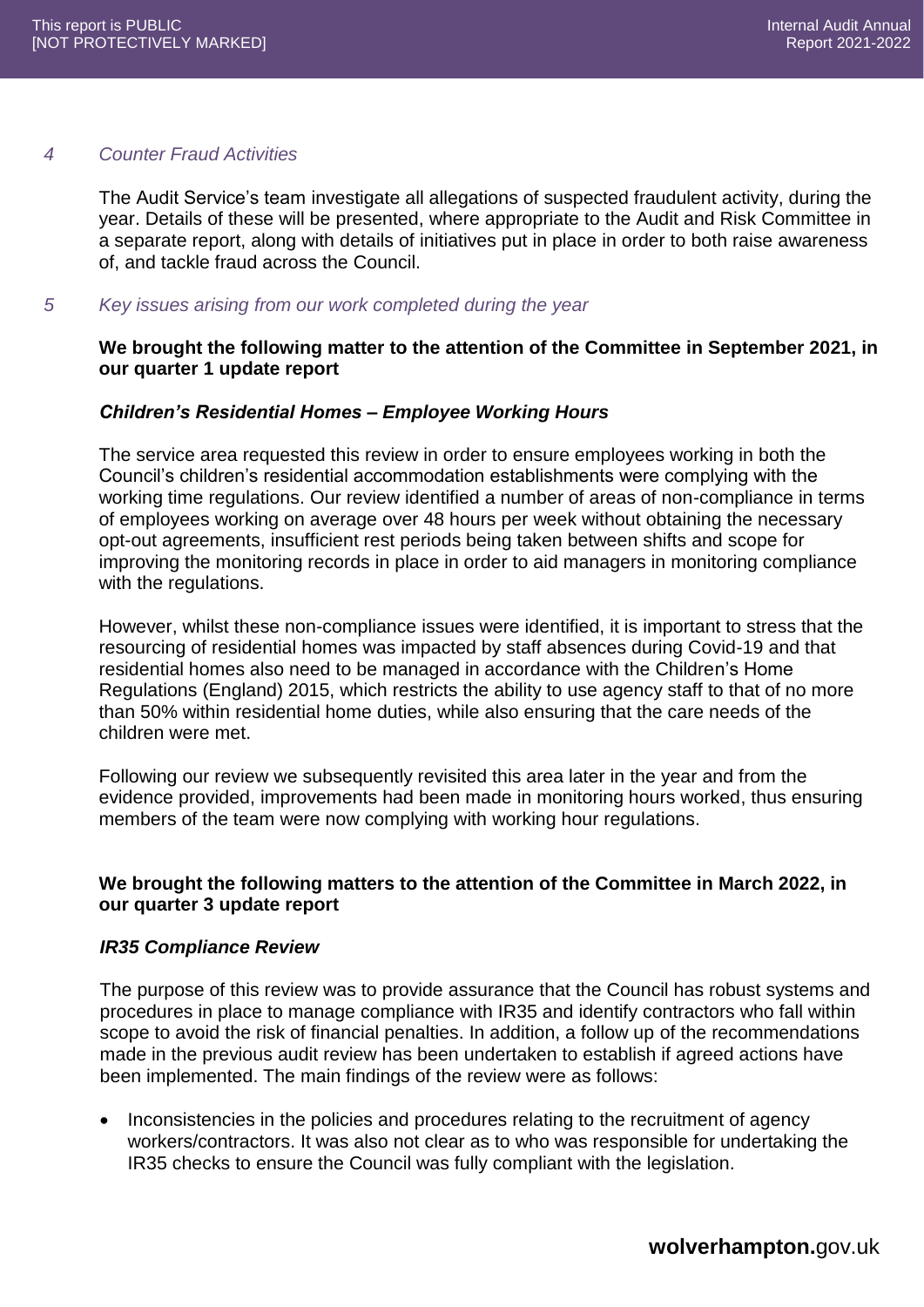## 4 Counter Fraud Activities

The Audit Service's team investigate all allegations of suspected fraudulent activity, during the year. Details of these will be presented, where appropriate to the Audit and Risk Committee in a separate report, along with details of initiatives put in place in order to both raise awareness of, and tackle fraud across the Council.

## 5 Key issues arising from our work completed during the year

**We brought the following matter to the attention of the Committee in September 2021, in our quarter 1 update report**

### *Children's Residential Homes – Employee Working Hours*

The service area requested this review in order to ensure employees working in both the Council's children's residential accommodation establishments were complying with the working time regulations. Our review identified a number of areas of non-compliance in terms of employees working on average over 48 hours per week without obtaining the necessary opt-out agreements, insufficient rest periods being taken between shifts and scope for improving the monitoring records in place in order to aid managers in monitoring compliance with the regulations.

However, whilst these non-compliance issues were identified, it is important to stress that the resourcing of residential homes was impacted by staff absences during Covid-19 and that residential homes also need to be managed in accordance with the Children's Home Regulations (England) 2015, which restricts the ability to use agency staff to that of no more than 50% within residential home duties, while also ensuring that the care needs of the children were met.

Following our review we subsequently revisited this area later in the year and from the evidence provided, improvements had been made in monitoring hours worked, thus ensuring members of the team were now complying with working hour regulations.

**We brought the following matters to the attention of the Committee in March 2022, in our quarter 3 update report**

### *IR35 Compliance Review*

The purpose of this review was to provide assurance that the Council has robust systems and procedures in place to manage compliance with IR35 and identify contractors who fall within scope to avoid the risk of financial penalties. In addition, a follow up of the recommendations made in the previous audit review has been undertaken to establish if agreed actions have been implemented. The main findings of the review were as follows:

- Inconsistencies in the policies and procedures relating to the recruitment of agency workers/contractors. It was also not clear as to who was responsible for undertaking the IR35 checks to ensure the Council was fully compliant with the legislation.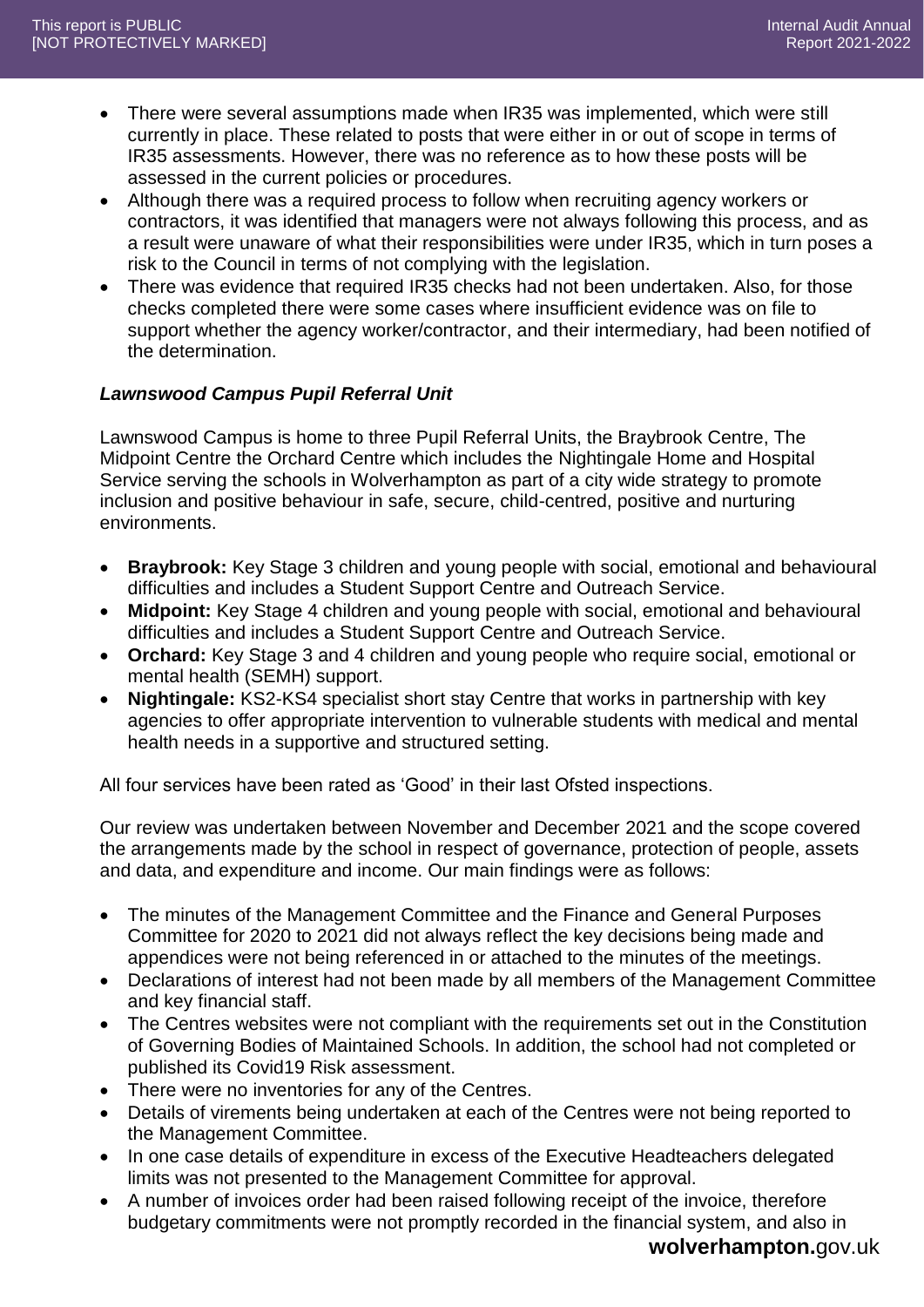- There were several assumptions made when IR35 was implemented, which were still currently in place. These related to posts that were either in or out of scope in terms of IR35 assessments. However, there was no reference as to how these posts will be assessed in the current policies or procedures.
- Although there was a required process to follow when recruiting agency workers or contractors, it was identified that managers were not always following this process, and as a result were unaware of what their responsibilities were under IR35, which in turn poses a risk to the Council in terms of not complying with the legislation.
- There was evidence that required IR35 checks had not been undertaken. Also, for those checks completed there were some cases where insufficient evidence was on file to support whether the agency worker/contractor, and their intermediary, had been notified of the determination.

### *Lawnswood Campus Pupil Referral Unit*

Lawnswood Campus is home to three Pupil Referral Units, the Braybrook Centre, The Midpoint Centre the Orchard Centre which includes the Nightingale Home and Hospital Service serving the schools in Wolverhampton as part of a city wide strategy to promote inclusion and positive behaviour in safe, secure, child-centred, positive and nurturing environments.

- **Braybrook:** Key Stage 3 children and young people with social, emotional and behavioural difficulties and includes a Student Support Centre and Outreach Service.
- **Midpoint:** Key Stage 4 children and young people with social, emotional and behavioural difficulties and includes a Student Support Centre and Outreach Service.
- **Orchard:** Key Stage 3 and 4 children and young people who require social, emotional or mental health (SEMH) support.
- **Nightingale:** KS2-KS4 specialist short stay Centre that works in partnership with key agencies to offer appropriate intervention to vulnerable students with medical and mental health needs in a supportive and structured setting.

All four services have been rated as 'Good' in their last Ofsted inspections.

Our review was undertaken between November and December 2021 and the scope covered the arrangements made by the school in respect of governance, protection of people, assets and data, and expenditure and income. Our main findings were as follows:

- The minutes of the Management Committee and the Finance and General Purposes Committee for 2020 to 2021 did not always reflect the key decisions being made and appendices were not being referenced in or attached to the minutes of the meetings.
- Declarations of interest had not been made by all members of the Management Committee and key financial staff.
- The Centres websites were not compliant with the requirements set out in the Constitution of Governing Bodies of Maintained Schools. In addition, the school had not completed or published its Covid19 Risk assessment.
- There were no inventories for any of the Centres.
- Details of virements being undertaken at each of the Centres were not being reported to the Management Committee.
- In one case details of expenditure in excess of the Executive Headteachers delegated limits was not presented to the Management Committee for approval.
- A number of invoices order had been raised following receipt of the invoice, therefore budgetary commitments were not promptly recorded in the financial system, and also in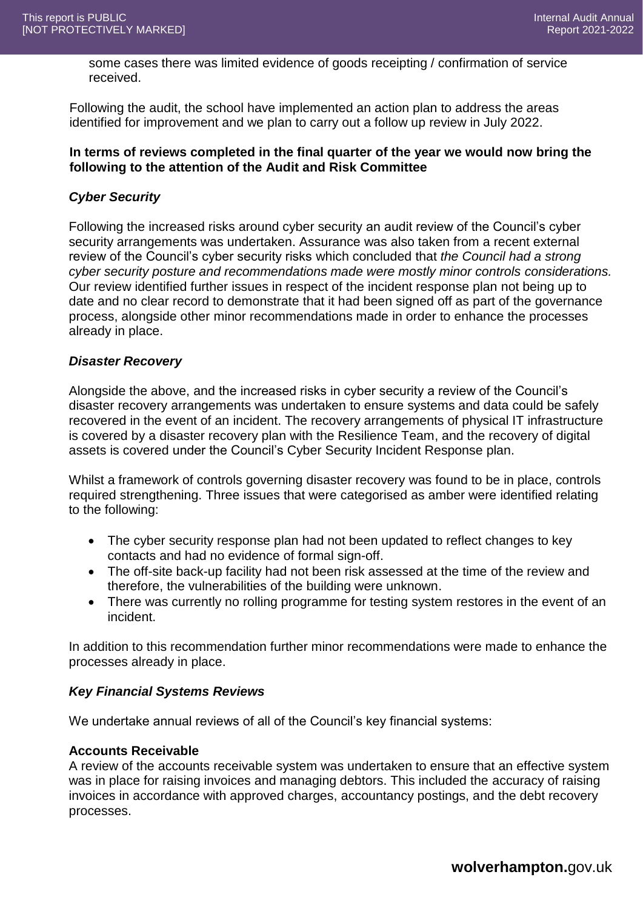some cases there was limited evidence of goods receipting / confirmation of service received.

Following the audit, the school have implemented an action plan to address the areas identified for improvement and we plan to carry out a follow up review in July 2022.

**In terms of reviews completed in the final quarter of the year we would now bring the following to the attention of the Audit and Risk Committee**

### *Cyber Security*

Following the increased risks around cyber security an audit review of the Council's cyber security arrangements was undertaken. Assurance was also taken from a recent external review of the Council's cyber security risks which concluded that *the Council had a strong cyber security posture and recommendations made were mostly minor controls considerations.* Our review identified further issues in respect of the incident response plan not being up to date and no clear record to demonstrate that it had been signed off as part of the governance process, alongside other minor recommendations made in order to enhance the processes already in place.

### *Disaster Recovery*

Alongside the above, and the increased risks in cyber security a review of the Council's disaster recovery arrangements was undertaken to ensure systems and data could be safely recovered in the event of an incident. The recovery arrangements of physical IT infrastructure is covered by a disaster recovery plan with the Resilience Team, and the recovery of digital assets is covered under the Council's Cyber Security Incident Response plan.

Whilst a framework of controls governing disaster recovery was found to be in place, controls required strengthening. Three issues that were categorised as amber were identified relating to the following:

- The cyber security response plan had not been updated to reflect changes to key contacts and had no evidence of formal sign-off.
- The off-site back-up facility had not been risk assessed at the time of the review and therefore, the vulnerabilities of the building were unknown.
- There was currently no rolling programme for testing system restores in the event of an incident.

In addition to this recommendation further minor recommendations were made to enhance the processes already in place.

### *Key Financial Systems Reviews*

We undertake annual reviews of all of the Council's key financial systems:

**Accounts Receivable**

A review of the accounts receivable system was undertaken to ensure that an effective system was in place for raising invoices and managing debtors. This included the accuracy of raising invoices in accordance with approved charges, accountancy postings, and the debt recovery processes.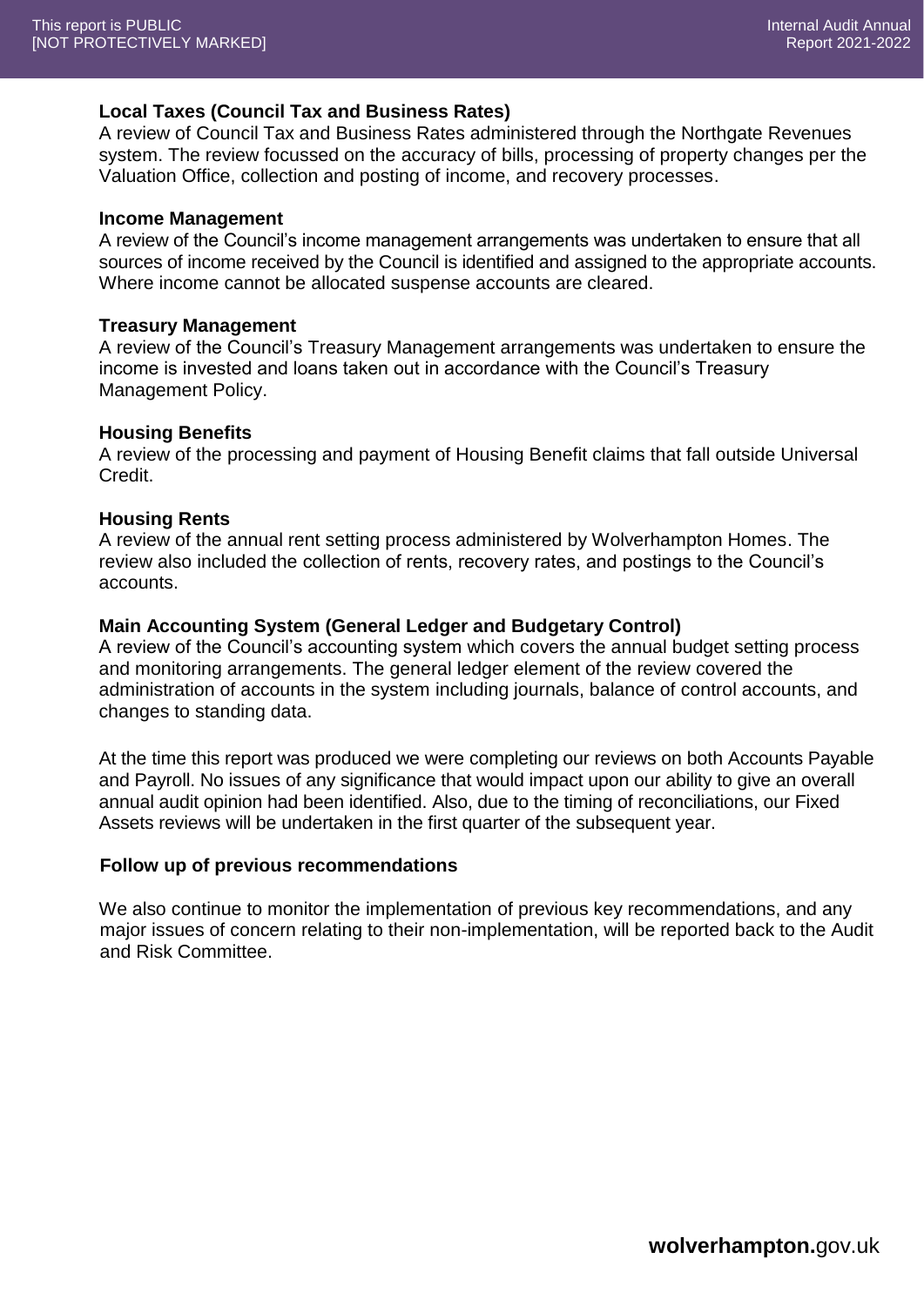**Local Taxes (Council Tax and Business Rates)**
A review of Council Tax and Business Rates administered through the Northgate Revenues system. The review focussed on the accuracy of bills, processing of property changes per the Valuation Office, collection and posting of income, and recovery processes.

**Income Management**
A review of the Council's income management arrangements was undertaken to ensure that all sources of income received by the Council is identified and assigned to the appropriate accounts. Where income cannot be allocated suspense accounts are cleared.

**Treasury Management**
A review of the Council's Treasury Management arrangements was undertaken to ensure the income is invested and loans taken out in accordance with the Council's Treasury Management Policy.

**Housing Benefits**
A review of the processing and payment of Housing Benefit claims that fall outside Universal Credit.

**Housing Rents**
A review of the annual rent setting process administered by Wolverhampton Homes. The review also included the collection of rents, recovery rates, and postings to the Council's accounts.

**Main Accounting System (General Ledger and Budgetary Control)**
A review of the Council's accounting system which covers the annual budget setting process and monitoring arrangements. The general ledger element of the review covered the administration of accounts in the system including journals, balance of control accounts, and changes to standing data.

At the time this report was produced we were completing our reviews on both Accounts Payable and Payroll. No issues of any significance that would impact upon our ability to give an overall annual audit opinion had been identified. Also, due to the timing of reconciliations, our Fixed Assets reviews will be undertaken in the first quarter of the subsequent year.

**Follow up of previous recommendations**

We also continue to monitor the implementation of previous key recommendations, and any major issues of concern relating to their non-implementation, will be reported back to the Audit and Risk Committee.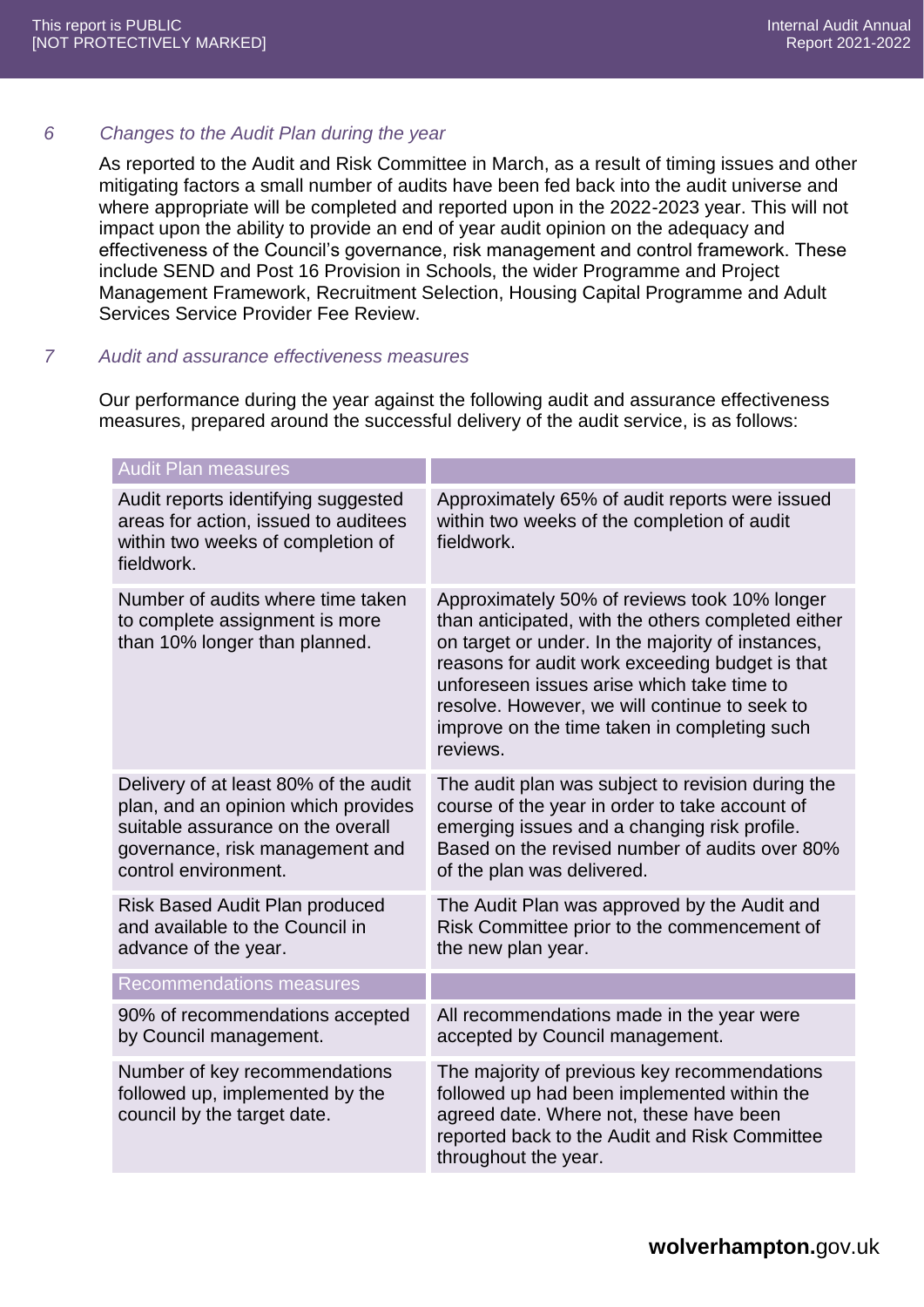## 6 *Changes to the Audit Plan during the year*

As reported to the Audit and Risk Committee in March, as a result of timing issues and other mitigating factors a small number of audits have been fed back into the audit universe and where appropriate will be completed and reported upon in the 2022-2023 year. This will not impact upon the ability to provide an end of year audit opinion on the adequacy and effectiveness of the Council's governance, risk management and control framework. These include SEND and Post 16 Provision in Schools, the wider Programme and Project Management Framework, Recruitment Selection, Housing Capital Programme and Adult Services Service Provider Fee Review.

## 7 *Audit and assurance effectiveness measures*

Our performance during the year against the following audit and assurance effectiveness measures, prepared around the successful delivery of the audit service, is as follows:

| Audit Plan measures | |
|---|---|
| Audit reports identifying suggested areas for action, issued to auditees within two weeks of completion of fieldwork. | Approximately 65% of audit reports were issued within two weeks of the completion of audit fieldwork. |
| Number of audits where time taken to complete assignment is more than 10% longer than planned. | Approximately 50% of reviews took 10% longer than anticipated, with the others completed either on target or under. In the majority of instances, reasons for audit work exceeding budget is that unforeseen issues arise which take time to resolve. However, we will continue to seek to improve on the time taken in completing such reviews. |
| Delivery of at least 80% of the audit plan, and an opinion which provides suitable assurance on the overall governance, risk management and control environment. | The audit plan was subject to revision during the course of the year in order to take account of emerging issues and a changing risk profile. Based on the revised number of audits over 80% of the plan was delivered. |
| Risk Based Audit Plan produced and available to the Council in advance of the year. | The Audit Plan was approved by the Audit and Risk Committee prior to the commencement of the new plan year. |
| **Recommendations measures** | |
| 90% of recommendations accepted by Council management. | All recommendations made in the year were accepted by Council management. |
| Number of key recommendations followed up, implemented by the council by the target date. | The majority of previous key recommendations followed up had been implemented within the agreed date. Where not, these have been reported back to the Audit and Risk Committee throughout the year. |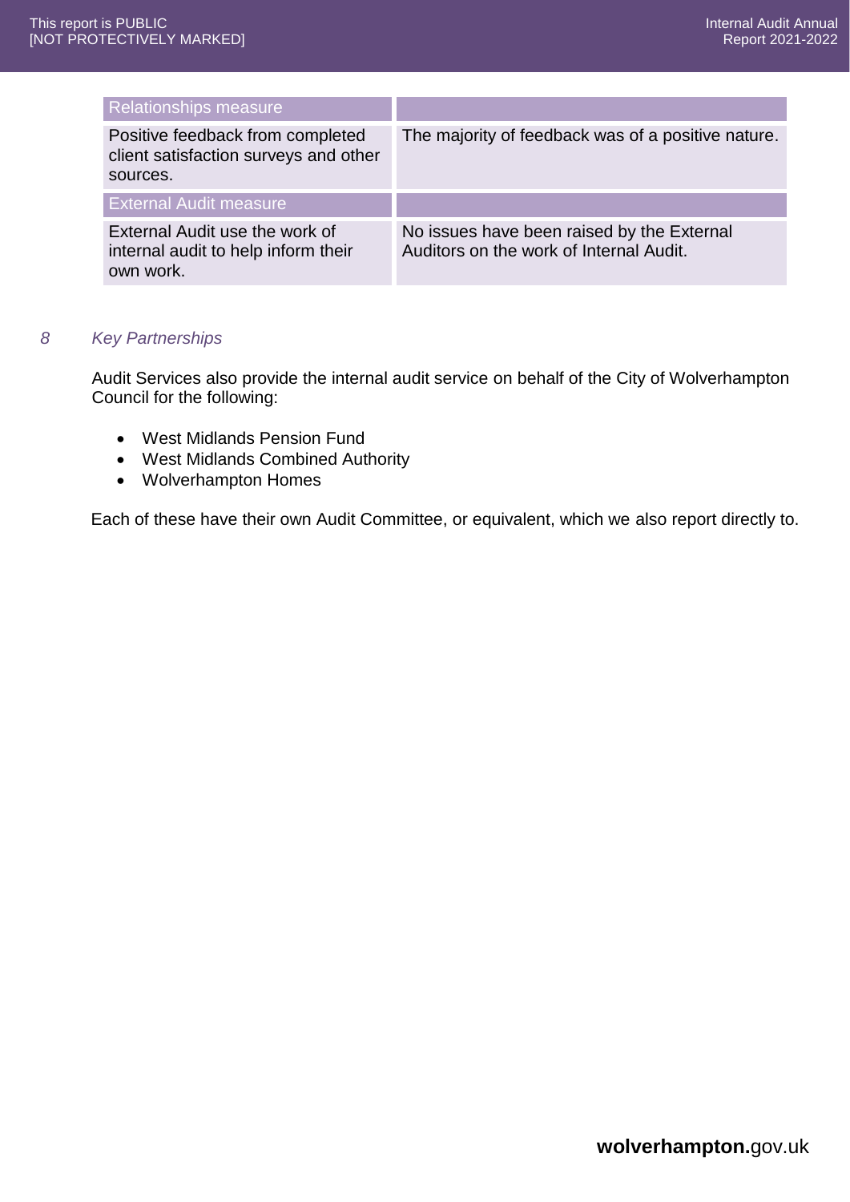| | |
|---|---|
| **Relationships measure** | |
| Positive feedback from completed client satisfaction surveys and other sources. | The majority of feedback was of a positive nature. |
| **External Audit measure** | |
| External Audit use the work of internal audit to help inform their own work. | No issues have been raised by the External Auditors on the work of Internal Audit. |

## *8 Key Partnerships*

Audit Services also provide the internal audit service on behalf of the City of Wolverhampton Council for the following:

- West Midlands Pension Fund
- West Midlands Combined Authority
- Wolverhampton Homes

Each of these have their own Audit Committee, or equivalent, which we also report directly to.